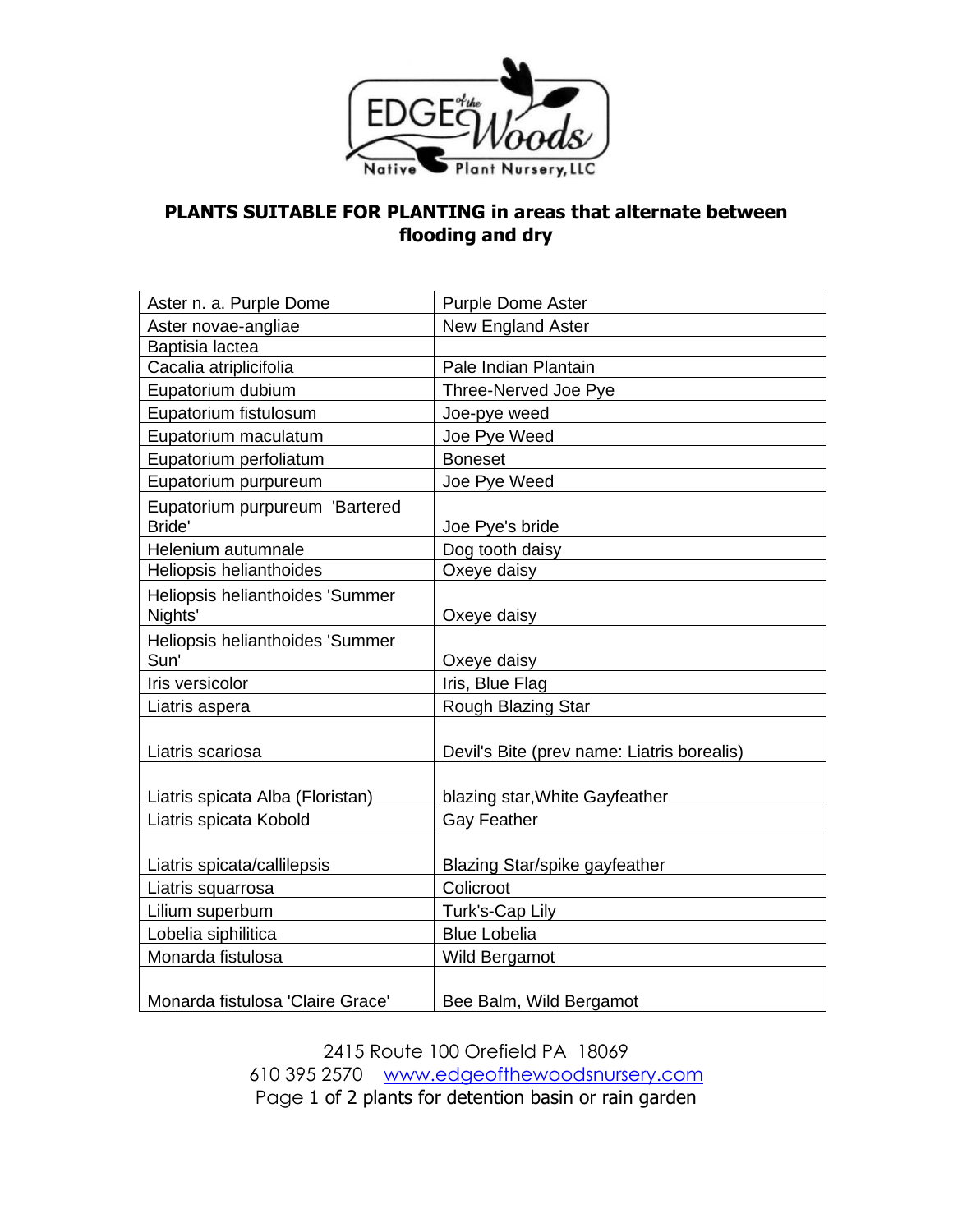Edge of the Woods Native Plant Nursery, LLC

## PLANTS SUITABLE FOR PLANTING in areas that alternate between flooding and dry

| | |
|---|---|
| Aster n. a. Purple Dome | Purple Dome Aster |
| Aster novae-angliae | New England Aster |
| Baptisia lactea | |
| Cacalia atriplicifolia | Pale Indian Plantain |
| Eupatorium dubium | Three-Nerved Joe Pye |
| Eupatorium fistulosum | Joe-pye weed |
| Eupatorium maculatum | Joe Pye Weed |
| Eupatorium perfoliatum | Boneset |
| Eupatorium purpureum | Joe Pye Weed |
| Eupatorium purpureum 'Bartered Bride' | Joe Pye's bride |
| Helenium autumnale | Dog tooth daisy |
| Heliopsis helianthoides | Oxeye daisy |
| Heliopsis helianthoides 'Summer Nights' | Oxeye daisy |
| Heliopsis helianthoides 'Summer Sun' | Oxeye daisy |
| Iris versicolor | Iris, Blue Flag |
| Liatris aspera | Rough Blazing Star |
| Liatris scariosa | Devil's Bite (prev name: Liatris borealis) |
| Liatris spicata Alba (Floristan) | blazing star,White Gayfeather |
| Liatris spicata Kobold | Gay Feather |
| Liatris spicata/callilepsis | Blazing Star/spike gayfeather |
| Liatris squarrosa | Colicroot |
| Lilium superbum | Turk's-Cap Lily |
| Lobelia siphilitica | Blue Lobelia |
| Monarda fistulosa | Wild Bergamot |
| Monarda fistulosa 'Claire Grace' | Bee Balm, Wild Bergamot |

2415 Route 100 Orefield PA 18069
610 395 2570 www.edgeofthewoodsnursery.com
Page 1 of 2 plants for detention basin or rain garden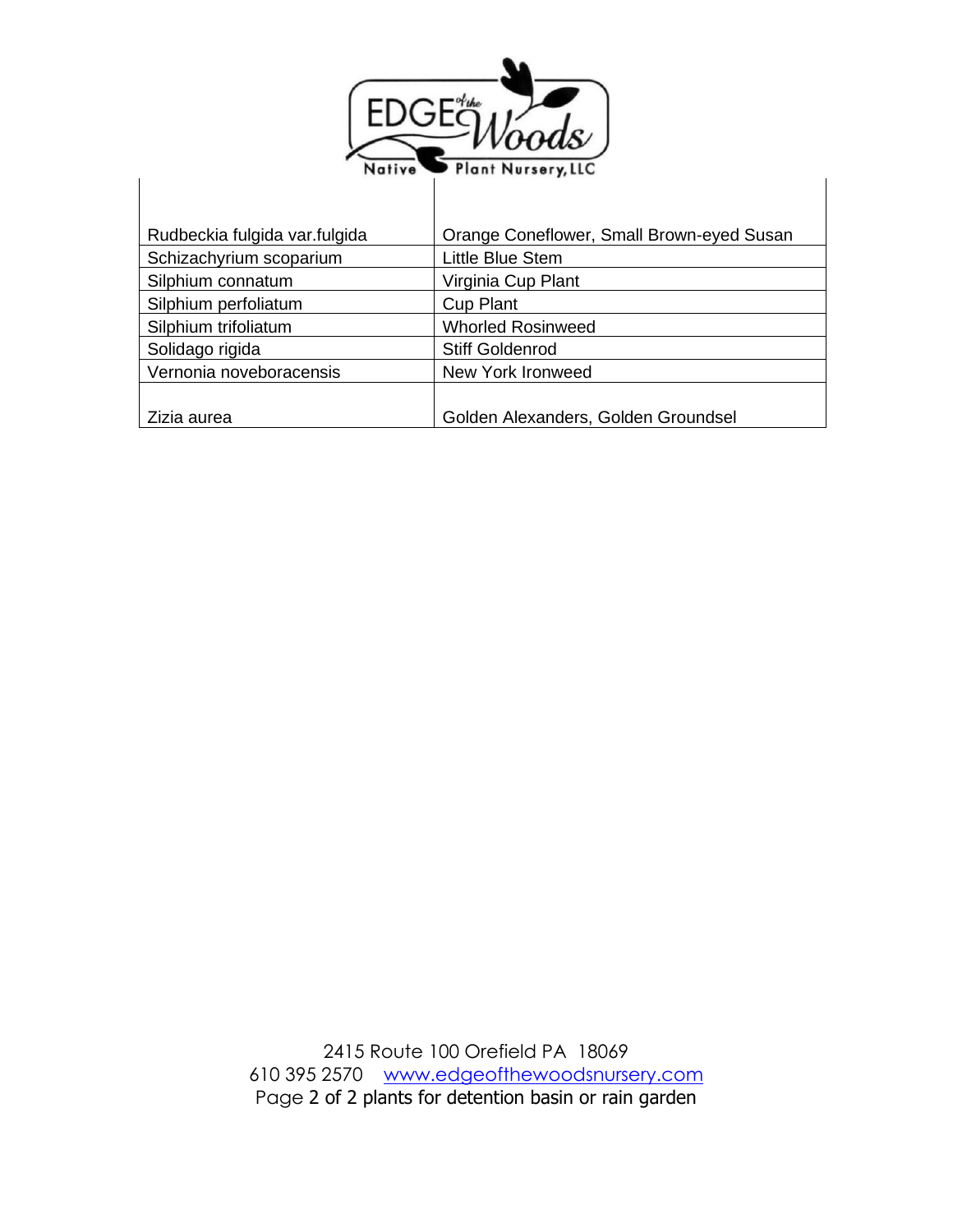| | |
|---|---|
| Rudbeckia fulgida var.fulgida | Orange Coneflower, Small Brown-eyed Susan |
| Schizachyrium scoparium | Little Blue Stem |
| Silphium connatum | Virginia Cup Plant |
| Silphium perfoliatum | Cup Plant |
| Silphium trifoliatum | Whorled Rosinweed |
| Solidago rigida | Stiff Goldenrod |
| Vernonia noveboracensis | New York Ironweed |
| Zizia aurea | Golden Alexanders, Golden Groundsel |